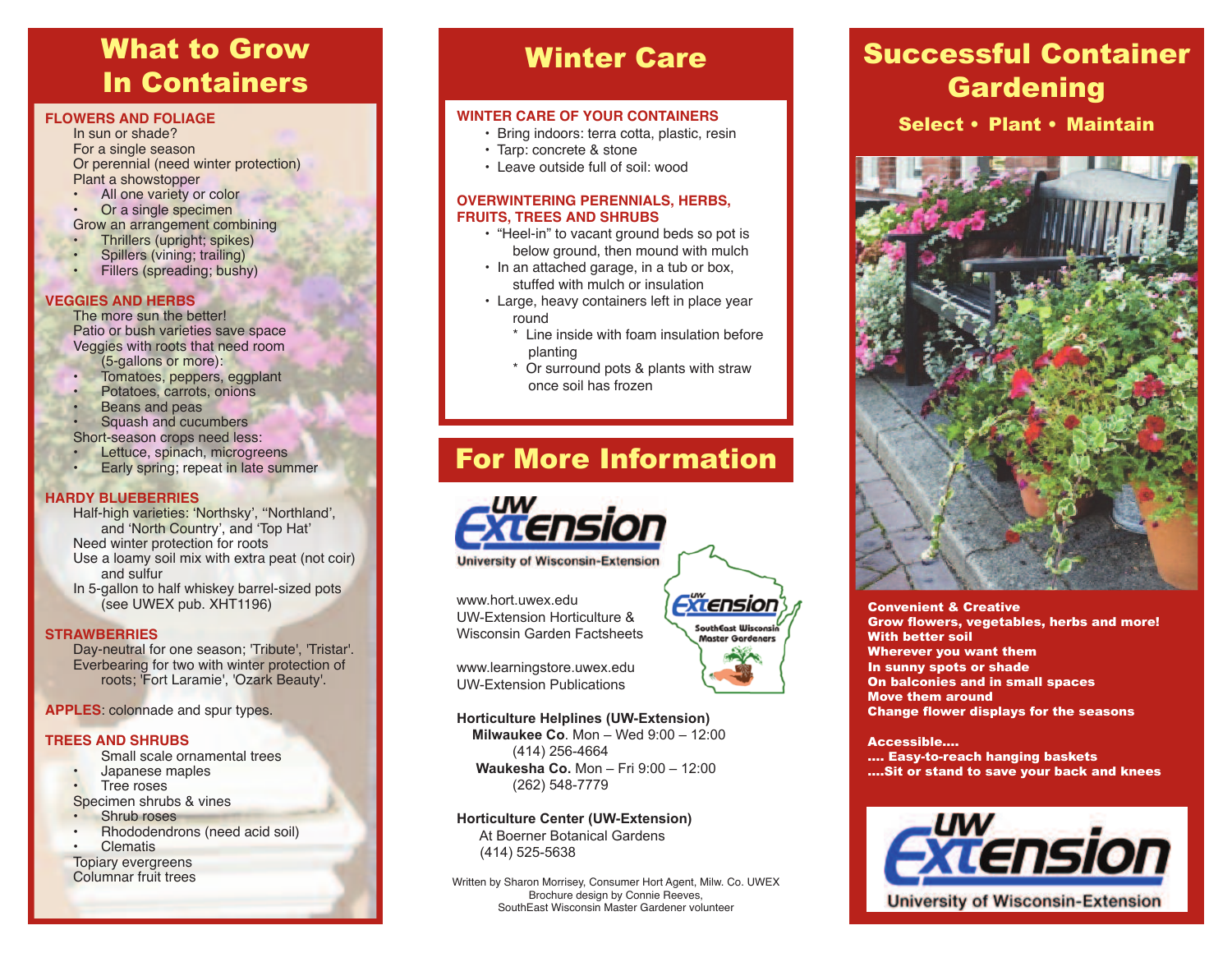# What to Grow In Containers

### FLOWERS AND FOLIAGE

In sun or shade?
For a single season
Or perennial (need winter protection)
Plant a showstopper

- All one variety or color
- Or a single specimen

Grow an arrangement combining

- Thrillers (upright; spikes)
- Spillers (vining; trailing)
- Fillers (spreading; bushy)

### VEGGIES AND HERBS

The more sun the better!
Patio or bush varieties save space
Veggies with roots that need room (5-gallons or more):

- Tomatoes, peppers, eggplant
- Potatoes, carrots, onions
- Beans and peas
- Squash and cucumbers

Short-season crops need less:

- Lettuce, spinach, microgreens
- Early spring; repeat in late summer

### HARDY BLUEBERRIES

Half-high varieties: 'Northsky', "Northland', and 'North Country', and 'Top Hat'
Need winter protection for roots
Use a loamy soil mix with extra peat (not coir) and sulfur
In 5-gallon to half whiskey barrel-sized pots (see UWEX pub. XHT1196)

### STRAWBERRIES

Day-neutral for one season; 'Tribute', 'Tristar'.
Everbearing for two with winter protection of roots; 'Fort Laramie', 'Ozark Beauty'.

**APPLES**: colonnade and spur types.

### TREES AND SHRUBS

Small scale ornamental trees

- Japanese maples
- Tree roses

Specimen shrubs & vines

- Shrub roses
- Rhododendrons (need acid soil)
- Clematis

Topiary evergreens
Columnar fruit trees

# Winter Care

### WINTER CARE OF YOUR CONTAINERS

- Bring indoors: terra cotta, plastic, resin
- Tarp: concrete & stone
- Leave outside full of soil: wood

### OVERWINTERING PERENNIALS, HERBS, FRUITS, TREES AND SHRUBS

- "Heel-in" to vacant ground beds so pot is below ground, then mound with mulch
- In an attached garage, in a tub or box, stuffed with mulch or insulation
- Large, heavy containers left in place year round
  - * Line inside with foam insulation before planting
  - * Or surround pots & plants with straw once soil has frozen

# For More Information

UW Extension
University of Wisconsin-Extension

www.hort.uwex.edu
UW-Extension Horticulture & Wisconsin Garden Factsheets

www.learningstore.uwex.edu
UW-Extension Publications

UW Extension
SouthEast Wisconsin Master Gardeners

**Horticulture Helplines (UW-Extension)**
**Milwaukee Co**. Mon – Wed 9:00 – 12:00
(414) 256-4664
**Waukesha Co.** Mon – Fri 9:00 – 12:00
(262) 548-7779

**Horticulture Center (UW-Extension)**
At Boerner Botanical Gardens
(414) 525-5638

Written by Sharon Morrisey, Consumer Hort Agent, Milw. Co. UWEX
Brochure design by Connie Reeves,
SouthEast Wisconsin Master Gardener volunteer

# Successful Container Gardening

## Select • Plant • Maintain

**Convenient & Creative**
**Grow flowers, vegetables, herbs and more!**
**With better soil**
**Wherever you want them**
**In sunny spots or shade**
**On balconies and in small spaces**
**Move them around**
**Change flower displays for the seasons**

**Accessible....**
**.... Easy-to-reach hanging baskets**
**....Sit or stand to save your back and knees**

UW Extension
University of Wisconsin-Extension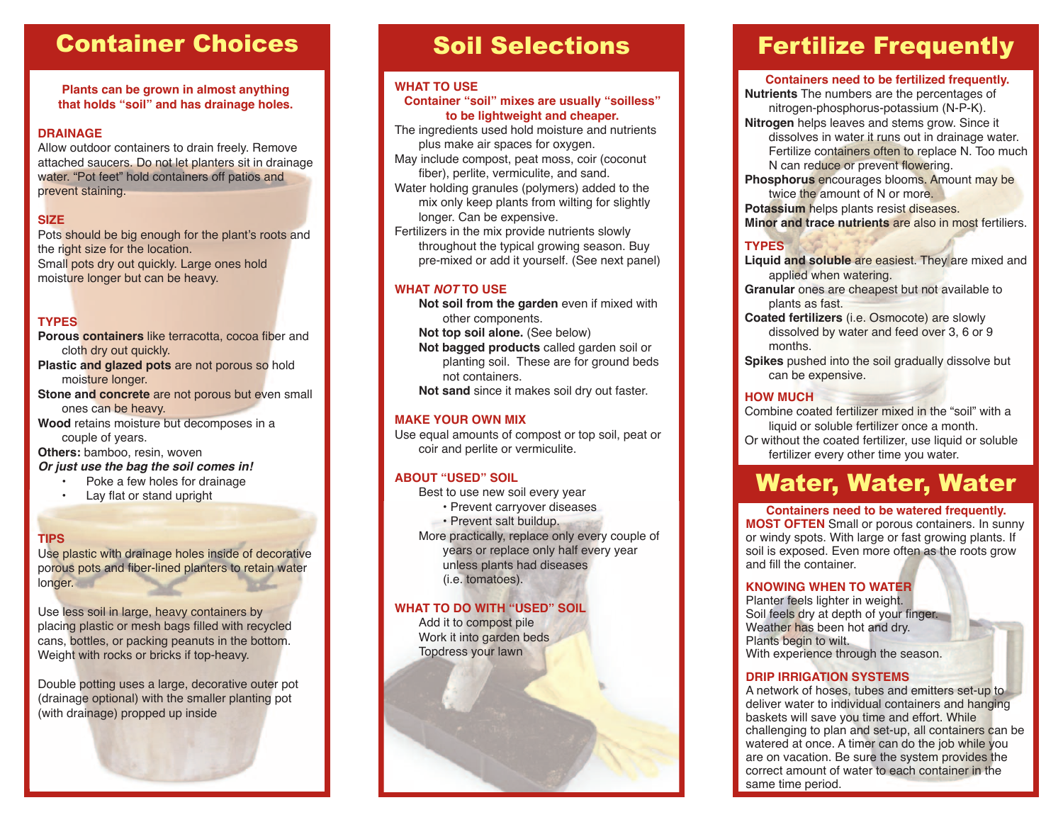# Container Choices

**Plants can be grown in almost anything that holds "soil" and has drainage holes.**

## DRAINAGE

Allow outdoor containers to drain freely. Remove attached saucers. Do not let planters sit in drainage water. "Pot feet" hold containers off patios and prevent staining.

## SIZE

Pots should be big enough for the plant's roots and the right size for the location.
Small pots dry out quickly. Large ones hold moisture longer but can be heavy.

## TYPES

**Porous containers** like terracotta, cocoa fiber and cloth dry out quickly.
**Plastic and glazed pots** are not porous so hold moisture longer.
**Stone and concrete** are not porous but even small ones can be heavy.
**Wood** retains moisture but decomposes in a couple of years.
**Others:** bamboo, resin, woven
***Or just use the bag the soil comes in!***

- Poke a few holes for drainage
- Lay flat or stand upright

## TIPS

Use plastic with drainage holes inside of decorative porous pots and fiber-lined planters to retain water longer.

Use less soil in large, heavy containers by placing plastic or mesh bags filled with recycled cans, bottles, or packing peanuts in the bottom. Weight with rocks or bricks if top-heavy.

Double potting uses a large, decorative outer pot (drainage optional) with the smaller planting pot (with drainage) propped up inside

# Soil Selections

## WHAT TO USE

**Container "soil" mixes are usually "soilless" to be lightweight and cheaper.**

The ingredients used hold moisture and nutrients plus make air spaces for oxygen.
May include compost, peat moss, coir (coconut fiber), perlite, vermiculite, and sand.
Water holding granules (polymers) added to the mix only keep plants from wilting for slightly longer. Can be expensive.
Fertilizers in the mix provide nutrients slowly throughout the typical growing season. Buy pre-mixed or add it yourself. (See next panel)

## WHAT *NOT* TO USE

**Not soil from the garden** even if mixed with other components.
**Not top soil alone.** (See below)
**Not bagged products** called garden soil or planting soil. These are for ground beds not containers.
**Not sand** since it makes soil dry out faster.

## MAKE YOUR OWN MIX

Use equal amounts of compost or top soil, peat or coir and perlite or vermiculite.

## ABOUT "USED" SOIL

Best to use new soil every year

- Prevent carryover diseases
- Prevent salt buildup.

More practically, replace only every couple of years or replace only half every year unless plants had diseases (i.e. tomatoes).

## WHAT TO DO WITH "USED" SOIL

Add it to compost pile
Work it into garden beds
Topdress your lawn

# Fertilize Frequently

**Containers need to be fertilized frequently.**

**Nutrients** The numbers are the percentages of nitrogen-phosphorus-potassium (N-P-K).
**Nitrogen** helps leaves and stems grow. Since it dissolves in water it runs out in drainage water. Fertilize containers often to replace N. Too much N can reduce or prevent flowering.
**Phosphorus** encourages blooms. Amount may be twice the amount of N or more.
**Potassium** helps plants resist diseases.
**Minor and trace nutrients** are also in most fertiliers.

## TYPES

**Liquid and soluble** are easiest. They are mixed and applied when watering.
**Granular** ones are cheapest but not available to plants as fast.
**Coated fertilizers** (i.e. Osmocote) are slowly dissolved by water and feed over 3, 6 or 9 months.
**Spikes** pushed into the soil gradually dissolve but can be expensive.

## HOW MUCH

Combine coated fertilizer mixed in the "soil" with a liquid or soluble fertilizer once a month.
Or without the coated fertilizer, use liquid or soluble fertilizer every other time you water.

# Water, Water, Water

**Containers need to be watered frequently.**

**MOST OFTEN** Small or porous containers. In sunny or windy spots. With large or fast growing plants. If soil is exposed. Even more often as the roots grow and fill the container.

## KNOWING WHEN TO WATER

Planter feels lighter in weight.
Soil feels dry at depth of your finger.
Weather has been hot and dry.
Plants begin to wilt.
With experience through the season.

## DRIP IRRIGATION SYSTEMS

A network of hoses, tubes and emitters set-up to deliver water to individual containers and hanging baskets will save you time and effort. While challenging to plan and set-up, all containers can be watered at once. A timer can do the job while you are on vacation. Be sure the system provides the correct amount of water to each container in the same time period.